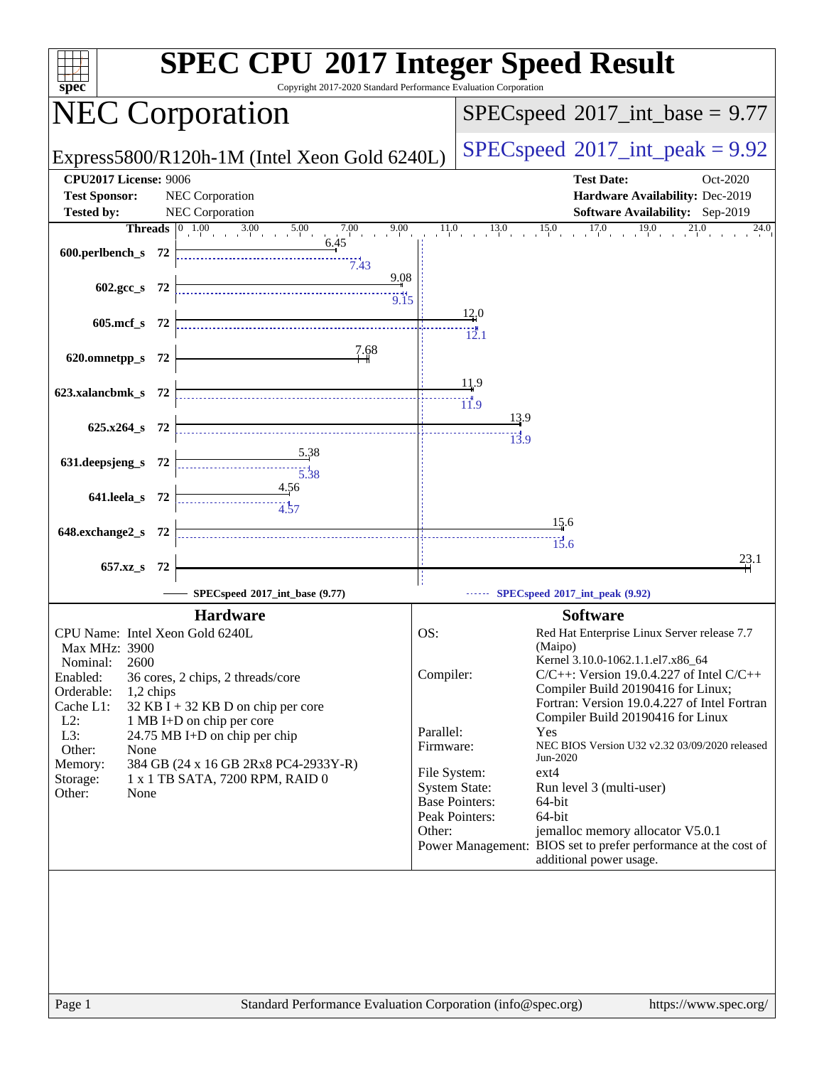# SPEC CPU 2017 Integer Speed Result

Copyright 2017-2020 Standard Performance Evaluation Corporation

## NEC Corporation

Express5800/R120h-1M (Intel Xeon Gold 6240L)

SPECspeed 2017_int_base = 9.77

SPECspeed 2017_int_peak = 9.92

**CPU2017 License:** 9006
**Test Sponsor:** NEC Corporation
**Tested by:** NEC Corporation

**Test Date:** Oct-2020
**Hardware Availability:** Dec-2019
**Software Availability:** Sep-2019

| Benchmark | Threads | Base | Peak |
|---|---|---|---|
| 600.perlbench_s | 72 | 6.45 | 7.43 |
| 602.gcc_s | 72 | 9.08 | 9.15 |
| 605.mcf_s | 72 | 12.0 | 12.1 |
| 620.omnetpp_s | 72 | 7.68 | |
| 623.xalancbmk_s | 72 | 11.9 | 11.9 |
| 625.x264_s | 72 | 13.9 | 13.9 |
| 631.deepsjeng_s | 72 | 5.38 | 5.38 |
| 641.leela_s | 72 | 4.56 | 4.57 |
| 648.exchange2_s | 72 | 15.6 | 15.6 |
| 657.xz_s | 72 | 23.1 | |

SPECspeed 2017_int_base (9.77) — SPECspeed 2017_int_peak (9.92)

### Hardware

| | |
|---|---|
| CPU Name: | Intel Xeon Gold 6240L |
| Max MHz: | 3900 |
| Nominal: | 2600 |
| Enabled: | 36 cores, 2 chips, 2 threads/core |
| Orderable: | 1,2 chips |
| Cache L1: | 32 KB I + 32 KB D on chip per core |
| L2: | 1 MB I+D on chip per core |
| L3: | 24.75 MB I+D on chip per chip |
| Other: | None |
| Memory: | 384 GB (24 x 16 GB 2Rx8 PC4-2933Y-R) |
| Storage: | 1 x 1 TB SATA, 7200 RPM, RAID 0 |
| Other: | None |

### Software

| | |
|---|---|
| OS: | Red Hat Enterprise Linux Server release 7.7 (Maipo) Kernel 3.10.0-1062.1.1.el7.x86_64 |
| Compiler: | C/C++: Version 19.0.4.227 of Intel C/C++ Compiler Build 20190416 for Linux; Fortran: Version 19.0.4.227 of Intel Fortran Compiler Build 20190416 for Linux |
| Parallel: | Yes |
| Firmware: | NEC BIOS Version U32 v2.32 03/09/2020 released Jun-2020 |
| File System: | ext4 |
| System State: | Run level 3 (multi-user) |
| Base Pointers: | 64-bit |
| Peak Pointers: | 64-bit |
| Other: | jemalloc memory allocator V5.0.1 |
| Power Management: | BIOS set to prefer performance at the cost of additional power usage. |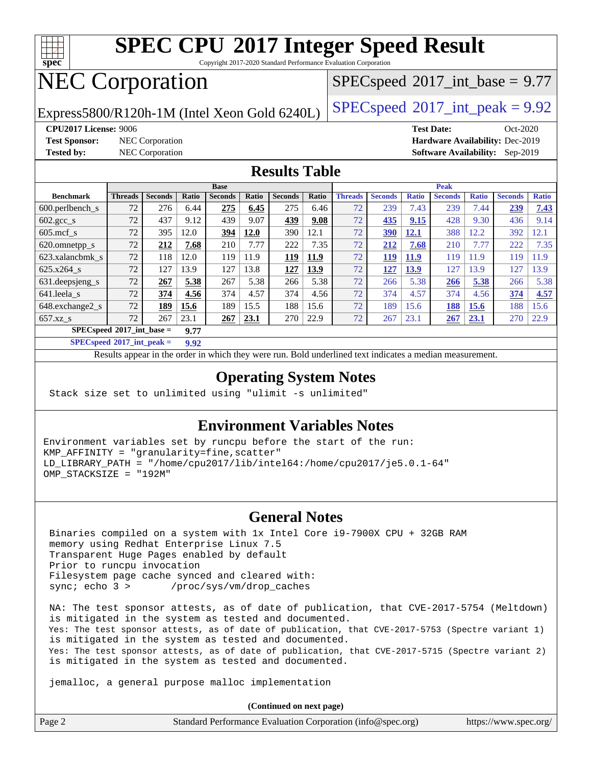# SPEC CPU 2017 Integer Speed Result

Copyright 2017-2020 Standard Performance Evaluation Corporation

## NEC Corporation

Express5800/R120h-1M (Intel Xeon Gold 6240L)

SPECspeed 2017_int_base = 9.77

SPECspeed 2017_int_peak = 9.92

**CPU2017 License:** 9006
**Test Sponsor:** NEC Corporation
**Tested by:** NEC Corporation

**Test Date:** Oct-2020
**Hardware Availability:** Dec-2019
**Software Availability:** Sep-2019

## Results Table

| Benchmark | Base | | | | | | | Peak | | | | | | |
|---|---|---|---|---|---|---|---|---|---|---|---|---|---|---|
| | Threads | Seconds | Ratio | Seconds | Ratio | Seconds | Ratio | Threads | Seconds | Ratio | Seconds | Ratio | Seconds | Ratio |
| 600.perlbench_s | 72 | 276 | 6.44 | **275** | **6.45** | 275 | 6.46 | 72 | 239 | 7.43 | 239 | 7.44 | **239** | **7.43** |
| 602.gcc_s | 72 | 437 | 9.12 | 439 | 9.07 | **439** | **9.08** | 72 | **435** | **9.15** | 428 | 9.30 | 436 | 9.14 |
| 605.mcf_s | 72 | 395 | 12.0 | **394** | **12.0** | 390 | 12.1 | 72 | **390** | **12.1** | 388 | 12.2 | 392 | 12.1 |
| 620.omnetpp_s | 72 | **212** | **7.68** | 210 | 7.77 | 222 | 7.35 | 72 | **212** | **7.68** | 210 | 7.77 | 222 | 7.35 |
| 623.xalancbmk_s | 72 | 118 | 12.0 | 119 | 11.9 | **119** | **11.9** | 72 | **119** | **11.9** | 119 | 11.9 | 119 | 11.9 |
| 625.x264_s | 72 | 127 | 13.9 | 127 | 13.8 | **127** | **13.9** | 72 | **127** | **13.9** | 127 | 13.9 | 127 | 13.9 |
| 631.deepsjeng_s | 72 | **267** | **5.38** | 267 | 5.38 | 266 | 5.38 | 72 | 266 | 5.38 | **266** | **5.38** | 266 | 5.38 |
| 641.leela_s | 72 | **374** | **4.56** | 374 | 4.57 | 374 | 4.56 | 72 | 374 | 4.57 | 374 | 4.56 | **374** | **4.57** |
| 648.exchange2_s | 72 | **189** | **15.6** | 189 | 15.5 | 188 | 15.6 | 72 | 189 | 15.6 | **188** | **15.6** | 188 | 15.6 |
| 657.xz_s | 72 | 267 | 23.1 | **267** | **23.1** | 270 | 22.9 | 72 | 267 | 23.1 | **267** | **23.1** | 270 | 22.9 |

**SPECspeed 2017_int_base = 9.77**

**SPECspeed 2017_int_peak = 9.92**

Results appear in the order in which they were run. Bold underlined text indicates a median measurement.

## Operating System Notes

```
Stack size set to unlimited using "ulimit -s unlimited"
```

## Environment Variables Notes

```
Environment variables set by runcpu before the start of the run:
KMP_AFFINITY = "granularity=fine,scatter"
LD_LIBRARY_PATH = "/home/cpu2017/lib/intel64:/home/cpu2017/je5.0.1-64"
OMP_STACKSIZE = "192M"
```

## General Notes

```
Binaries compiled on a system with 1x Intel Core i9-7900X CPU + 32GB RAM
memory using Redhat Enterprise Linux 7.5
Transparent Huge Pages enabled by default
Prior to runcpu invocation
Filesystem page cache synced and cleared with:
sync; echo 3 >       /proc/sys/vm/drop_caches

NA: The test sponsor attests, as of date of publication, that CVE-2017-5754 (Meltdown)
is mitigated in the system as tested and documented.
Yes: The test sponsor attests, as of date of publication, that CVE-2017-5753 (Spectre variant 1)
is mitigated in the system as tested and documented.
Yes: The test sponsor attests, as of date of publication, that CVE-2017-5715 (Spectre variant 2)
is mitigated in the system as tested and documented.

jemalloc, a general purpose malloc implementation
```

**(Continued on next page)**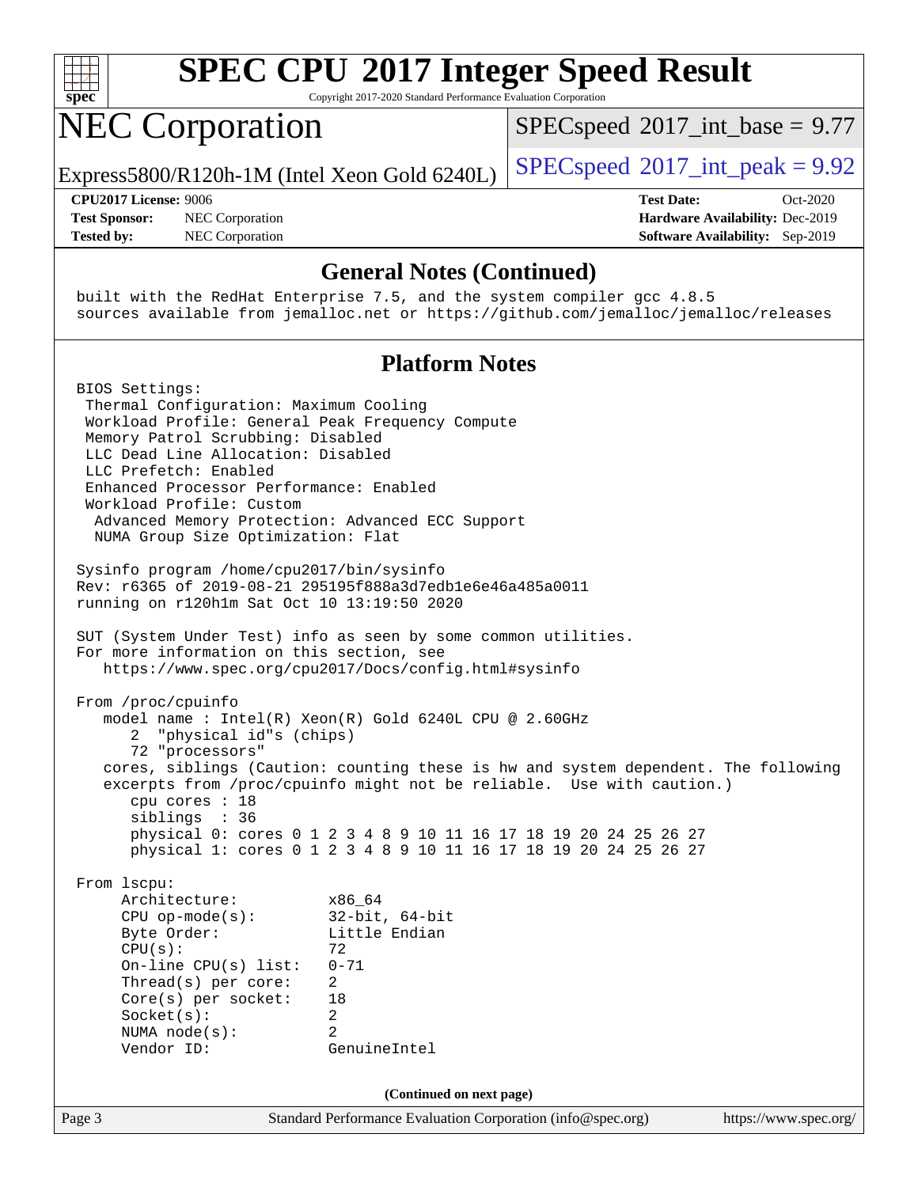# SPEC CPU 2017 Integer Speed Result

Copyright 2017-2020 Standard Performance Evaluation Corporation

## NEC Corporation

Express5800/R120h-1M (Intel Xeon Gold 6240L)

SPECspeed 2017_int_base = 9.77

SPECspeed 2017_int_peak = 9.92

**CPU2017 License:** 9006
**Test Sponsor:** NEC Corporation
**Tested by:** NEC Corporation

**Test Date:** Oct-2020
**Hardware Availability:** Dec-2019
**Software Availability:** Sep-2019

### General Notes (Continued)

```
built with the RedHat Enterprise 7.5, and the system compiler gcc 4.8.5
sources available from jemalloc.net or https://github.com/jemalloc/jemalloc/releases
```

### Platform Notes

```
BIOS Settings:
 Thermal Configuration: Maximum Cooling
 Workload Profile: General Peak Frequency Compute
 Memory Patrol Scrubbing: Disabled
 LLC Dead Line Allocation: Disabled
 LLC Prefetch: Enabled
 Enhanced Processor Performance: Enabled
 Workload Profile: Custom
  Advanced Memory Protection: Advanced ECC Support
  NUMA Group Size Optimization: Flat

Sysinfo program /home/cpu2017/bin/sysinfo
Rev: r6365 of 2019-08-21 295195f888a3d7edb1e6e46a485a0011
running on r120h1m Sat Oct 10 13:19:50 2020

SUT (System Under Test) info as seen by some common utilities.
For more information on this section, see
   https://www.spec.org/cpu2017/Docs/config.html#sysinfo

From /proc/cpuinfo
   model name : Intel(R) Xeon(R) Gold 6240L CPU @ 2.60GHz
      2  "physical id"s (chips)
      72 "processors"
   cores, siblings (Caution: counting these is hw and system dependent. The following
   excerpts from /proc/cpuinfo might not be reliable.  Use with caution.)
      cpu cores : 18
      siblings  : 36
      physical 0: cores 0 1 2 3 4 8 9 10 11 16 17 18 19 20 24 25 26 27
      physical 1: cores 0 1 2 3 4 8 9 10 11 16 17 18 19 20 24 25 26 27

From lscpu:
     Architecture:          x86_64
     CPU op-mode(s):        32-bit, 64-bit
     Byte Order:            Little Endian
     CPU(s):                72
     On-line CPU(s) list:   0-71
     Thread(s) per core:    2
     Core(s) per socket:    18
     Socket(s):             2
     NUMA node(s):          2
     Vendor ID:             GenuineIntel
```

(Continued on next page)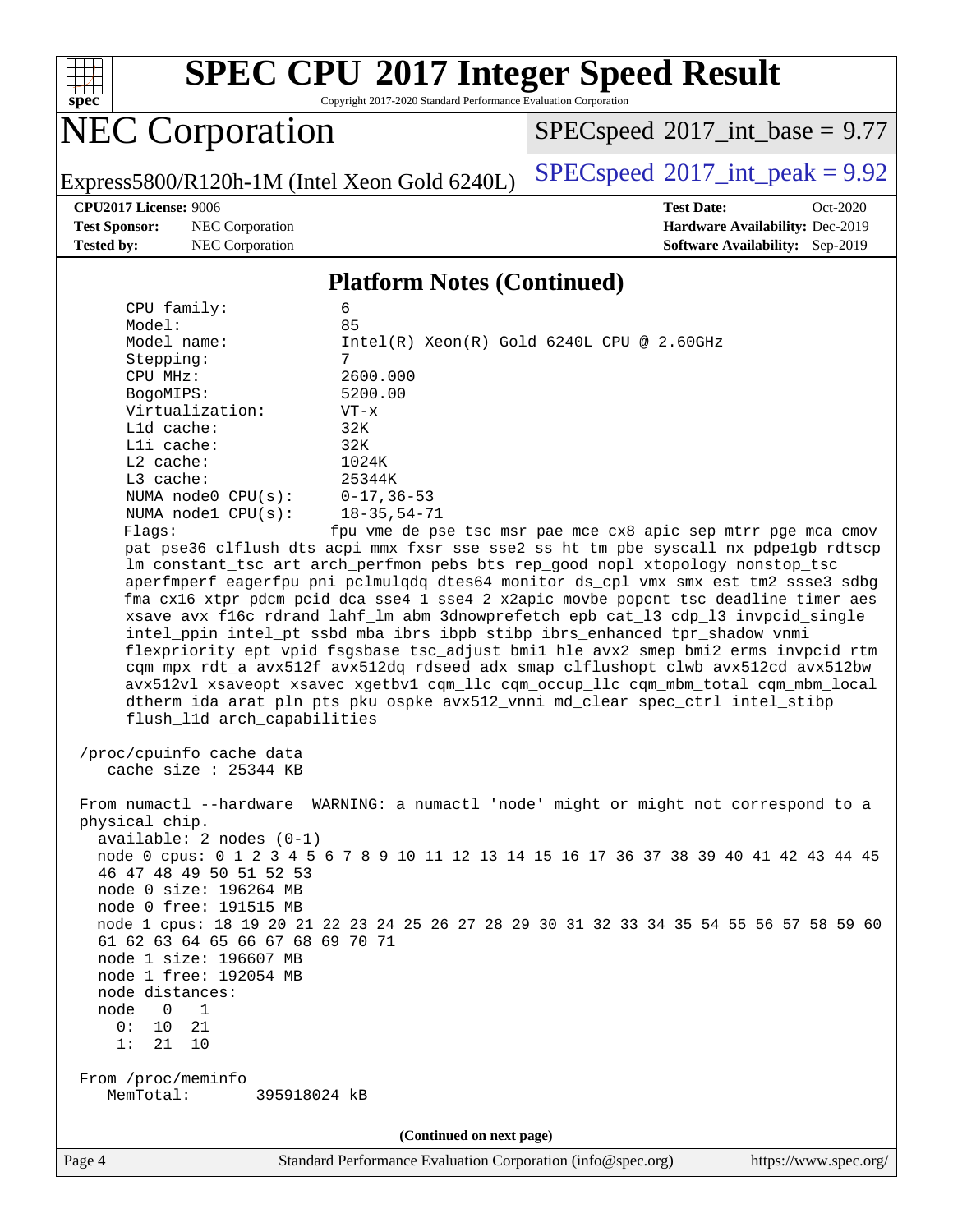## Platform Notes (Continued)

```
    CPU family:          6
    Model:               85
    Model name:          Intel(R) Xeon(R) Gold 6240L CPU @ 2.60GHz
    Stepping:            7
    CPU MHz:             2600.000
    BogoMIPS:            5200.00
    Virtualization:      VT-x
    L1d cache:           32K
    L1i cache:           32K
    L2 cache:            1024K
    L3 cache:            25344K
    NUMA node0 CPU(s):   0-17,36-53
    NUMA node1 CPU(s):   18-35,54-71
    Flags:               fpu vme de pse tsc msr pae mce cx8 apic sep mtrr pge mca cmov
    pat pse36 clflush dts acpi mmx fxsr sse sse2 ss ht tm pbe syscall nx pdpe1gb rdtscp
    lm constant_tsc art arch_perfmon pebs bts rep_good nopl xtopology nonstop_tsc
    aperfmperf eagerfpu pni pclmulqdq dtes64 monitor ds_cpl vmx smx est tm2 ssse3 sdbg
    fma cx16 xtpr pdcm pcid dca sse4_1 sse4_2 x2apic movbe popcnt tsc_deadline_timer aes
    xsave avx f16c rdrand lahf_lm abm 3dnowprefetch epb cat_l3 cdp_l3 invpcid_single
    intel_ppin intel_pt ssbd mba ibrs ibpb stibp ibrs_enhanced tpr_shadow vnmi
    flexpriority ept vpid fsgsbase tsc_adjust bmi1 hle avx2 smep bmi2 erms invpcid rtm
    cqm mpx rdt_a avx512f avx512dq rdseed adx smap clflushopt clwb avx512cd avx512bw
    avx512vl xsaveopt xsavec xgetbv1 cqm_llc cqm_occup_llc cqm_mbm_total cqm_mbm_local
    dtherm ida arat pln pts pku ospke avx512_vnni md_clear spec_ctrl intel_stibp
    flush_l1d arch_capabilities

 /proc/cpuinfo cache data
    cache size : 25344 KB

 From numactl --hardware  WARNING: a numactl 'node' might or might not correspond to a
 physical chip.
   available: 2 nodes (0-1)
   node 0 cpus: 0 1 2 3 4 5 6 7 8 9 10 11 12 13 14 15 16 17 36 37 38 39 40 41 42 43 44 45
   46 47 48 49 50 51 52 53
   node 0 size: 196264 MB
   node 0 free: 191515 MB
   node 1 cpus: 18 19 20 21 22 23 24 25 26 27 28 29 30 31 32 33 34 35 54 55 56 57 58 59 60
   61 62 63 64 65 66 67 68 69 70 71
   node 1 size: 196607 MB
   node 1 free: 192054 MB
   node distances:
   node   0   1
     0:  10  21
     1:  21  10

 From /proc/meminfo
    MemTotal:       395918024 kB
```

(Continued on next page)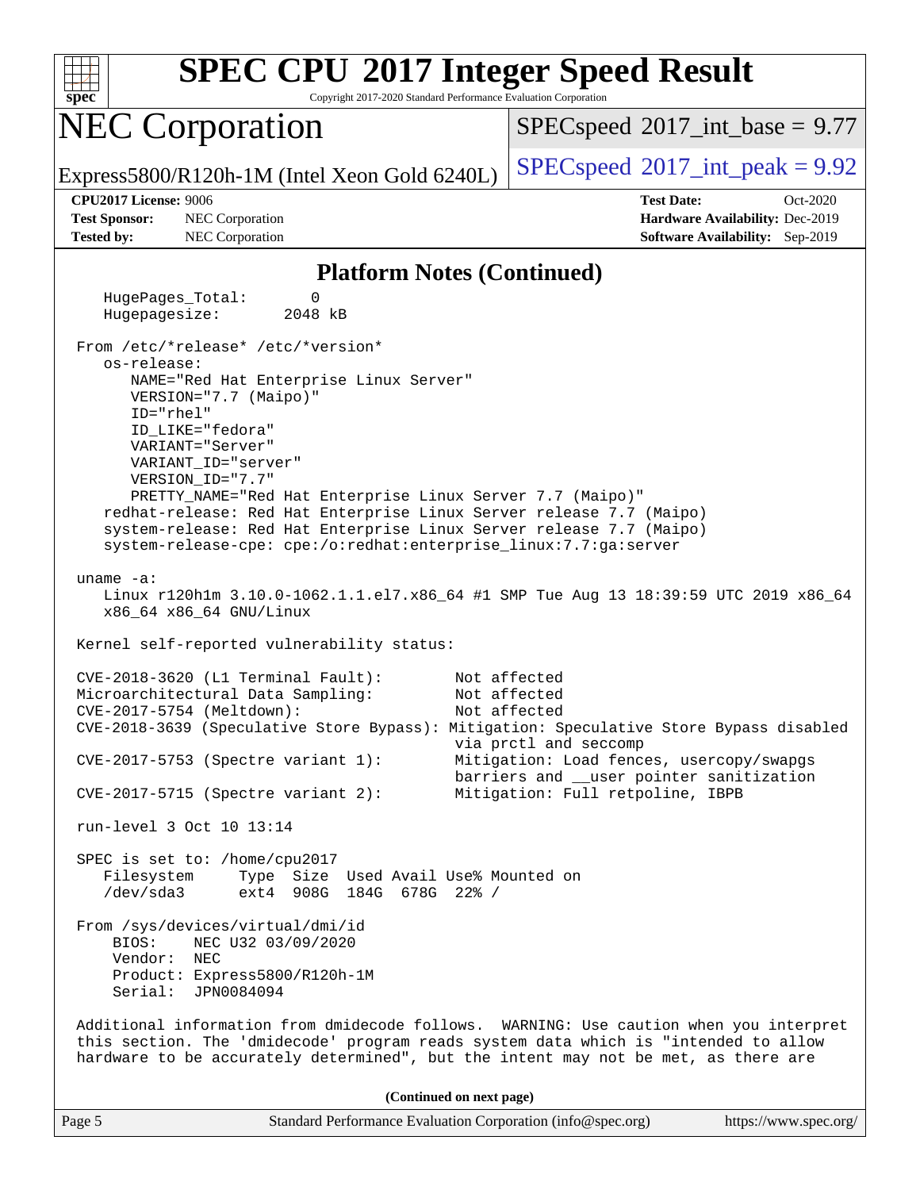## Platform Notes (Continued)

```
   HugePages_Total:       0
   Hugepagesize:       2048 kB

 From /etc/*release* /etc/*version*
    os-release:
       NAME="Red Hat Enterprise Linux Server"
       VERSION="7.7 (Maipo)"
       ID="rhel"
       ID_LIKE="fedora"
       VARIANT="Server"
       VARIANT_ID="server"
       VERSION_ID="7.7"
       PRETTY_NAME="Red Hat Enterprise Linux Server 7.7 (Maipo)"
    redhat-release: Red Hat Enterprise Linux Server release 7.7 (Maipo)
    system-release: Red Hat Enterprise Linux Server release 7.7 (Maipo)
    system-release-cpe: cpe:/o:redhat:enterprise_linux:7.7:ga:server

 uname -a:
    Linux r120h1m 3.10.0-1062.1.1.el7.x86_64 #1 SMP Tue Aug 13 18:39:59 UTC 2019 x86_64
    x86_64 x86_64 GNU/Linux

 Kernel self-reported vulnerability status:

 CVE-2018-3620 (L1 Terminal Fault):        Not affected
 Microarchitectural Data Sampling:         Not affected
 CVE-2017-5754 (Meltdown):                 Not affected
 CVE-2018-3639 (Speculative Store Bypass): Mitigation: Speculative Store Bypass disabled
                                           via prctl and seccomp
 CVE-2017-5753 (Spectre variant 1):        Mitigation: Load fences, usercopy/swapgs
                                           barriers and __user pointer sanitization
 CVE-2017-5715 (Spectre variant 2):        Mitigation: Full retpoline, IBPB

 run-level 3 Oct 10 13:14

 SPEC is set to: /home/cpu2017
    Filesystem     Type  Size  Used Avail Use% Mounted on
    /dev/sda3      ext4  908G  184G  678G  22% /

 From /sys/devices/virtual/dmi/id
     BIOS:    NEC U32 03/09/2020
     Vendor:  NEC
     Product: Express5800/R120h-1M
     Serial:  JPN0084094

 Additional information from dmidecode follows.  WARNING: Use caution when you interpret
 this section. The 'dmidecode' program reads system data which is "intended to allow
 hardware to be accurately determined", but the intent may not be met, as there are
```

(Continued on next page)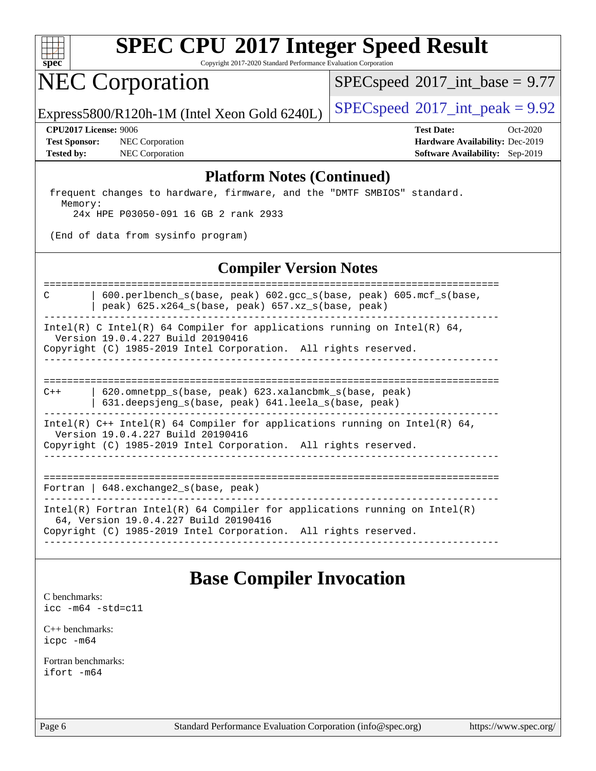## Platform Notes (Continued)

```
 frequent changes to hardware, firmware, and the "DMTF SMBIOS" standard.
   Memory:
     24x HPE P03050-091 16 GB 2 rank 2933

 (End of data from sysinfo program)
```

## Compiler Version Notes

```
==============================================================================
C       | 600.perlbench_s(base, peak) 602.gcc_s(base, peak) 605.mcf_s(base,
        | peak) 625.x264_s(base, peak) 657.xz_s(base, peak)
------------------------------------------------------------------------------
Intel(R) C Intel(R) 64 Compiler for applications running on Intel(R) 64,
  Version 19.0.4.227 Build 20190416
Copyright (C) 1985-2019 Intel Corporation.  All rights reserved.
------------------------------------------------------------------------------

==============================================================================
C++     | 620.omnetpp_s(base, peak) 623.xalancbmk_s(base, peak)
        | 631.deepsjeng_s(base, peak) 641.leela_s(base, peak)
------------------------------------------------------------------------------
Intel(R) C++ Intel(R) 64 Compiler for applications running on Intel(R) 64,
  Version 19.0.4.227 Build 20190416
Copyright (C) 1985-2019 Intel Corporation.  All rights reserved.
------------------------------------------------------------------------------

==============================================================================
Fortran | 648.exchange2_s(base, peak)
------------------------------------------------------------------------------
Intel(R) Fortran Intel(R) 64 Compiler for applications running on Intel(R)
  64, Version 19.0.4.227 Build 20190416
Copyright (C) 1985-2019 Intel Corporation.  All rights reserved.
------------------------------------------------------------------------------
```

## Base Compiler Invocation

C benchmarks:
`icc -m64 -std=c11`

C++ benchmarks:
`icpc -m64`

Fortran benchmarks:
`ifort -m64`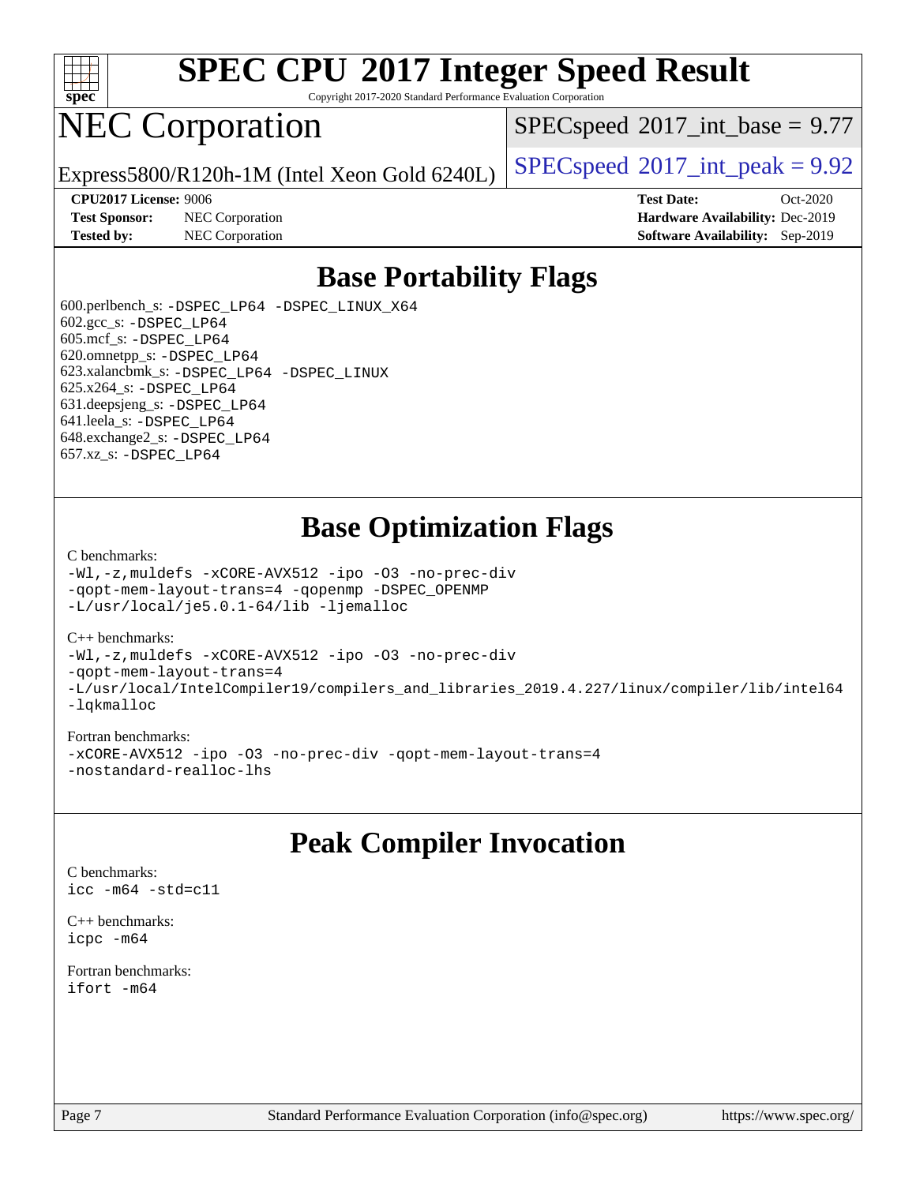# SPEC CPU 2017 Integer Speed Result

Copyright 2017-2020 Standard Performance Evaluation Corporation

# NEC Corporation

Express5800/R120h-1M (Intel Xeon Gold 6240L)

SPECspeed 2017_int_base = 9.77

SPECspeed 2017_int_peak = 9.92

**CPU2017 License:** 9006
**Test Sponsor:** NEC Corporation
**Tested by:** NEC Corporation

**Test Date:** Oct-2020
**Hardware Availability:** Dec-2019
**Software Availability:** Sep-2019

## Base Portability Flags

600.perlbench_s: `-DSPEC_LP64 -DSPEC_LINUX_X64`
602.gcc_s: `-DSPEC_LP64`
605.mcf_s: `-DSPEC_LP64`
620.omnetpp_s: `-DSPEC_LP64`
623.xalancbmk_s: `-DSPEC_LP64 -DSPEC_LINUX`
625.x264_s: `-DSPEC_LP64`
631.deepsjeng_s: `-DSPEC_LP64`
641.leela_s: `-DSPEC_LP64`
648.exchange2_s: `-DSPEC_LP64`
657.xz_s: `-DSPEC_LP64`

## Base Optimization Flags

C benchmarks:

```
-Wl,-z,muldefs -xCORE-AVX512 -ipo -O3 -no-prec-div
-qopt-mem-layout-trans=4 -qopenmp -DSPEC_OPENMP
-L/usr/local/je5.0.1-64/lib -ljemalloc
```

C++ benchmarks:

```
-Wl,-z,muldefs -xCORE-AVX512 -ipo -O3 -no-prec-div
-qopt-mem-layout-trans=4
-L/usr/local/IntelCompiler19/compilers_and_libraries_2019.4.227/linux/compiler/lib/intel64
-lqkmalloc
```

Fortran benchmarks:

```
-xCORE-AVX512 -ipo -O3 -no-prec-div -qopt-mem-layout-trans=4
-nostandard-realloc-lhs
```

## Peak Compiler Invocation

C benchmarks:

```
icc -m64 -std=c11
```

C++ benchmarks:

```
icpc -m64
```

Fortran benchmarks:

```
ifort -m64
```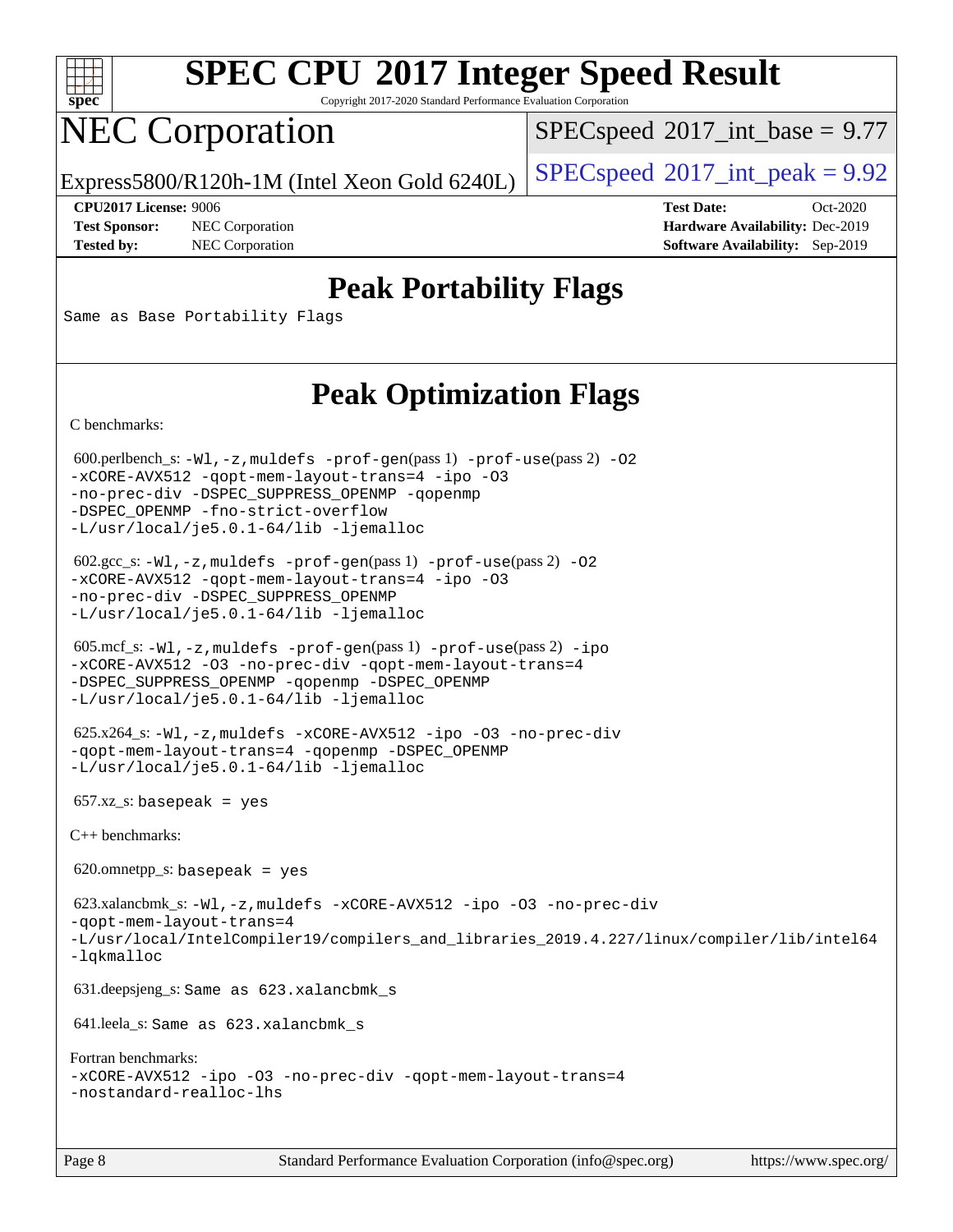# SPEC CPU 2017 Integer Speed Result

Copyright 2017-2020 Standard Performance Evaluation Corporation

# NEC Corporation

Express5800/R120h-1M (Intel Xeon Gold 6240L)

SPECspeed 2017_int_base = 9.77

SPECspeed 2017_int_peak = 9.92

**CPU2017 License:** 9006
**Test Sponsor:** NEC Corporation
**Tested by:** NEC Corporation

**Test Date:** Oct-2020
**Hardware Availability:** Dec-2019
**Software Availability:** Sep-2019

## Peak Portability Flags

Same as Base Portability Flags

## Peak Optimization Flags

C benchmarks:

600.perlbench_s: `-Wl,-z,muldefs -prof-gen(pass 1) -prof-use(pass 2) -O2 -xCORE-AVX512 -qopt-mem-layout-trans=4 -ipo -O3 -no-prec-div -DSPEC_SUPPRESS_OPENMP -qopenmp -DSPEC_OPENMP -fno-strict-overflow -L/usr/local/je5.0.1-64/lib -ljemalloc`

602.gcc_s: `-Wl,-z,muldefs -prof-gen(pass 1) -prof-use(pass 2) -O2 -xCORE-AVX512 -qopt-mem-layout-trans=4 -ipo -O3 -no-prec-div -DSPEC_SUPPRESS_OPENMP -L/usr/local/je5.0.1-64/lib -ljemalloc`

605.mcf_s: `-Wl,-z,muldefs -prof-gen(pass 1) -prof-use(pass 2) -ipo -xCORE-AVX512 -O3 -no-prec-div -qopt-mem-layout-trans=4 -DSPEC_SUPPRESS_OPENMP -qopenmp -DSPEC_OPENMP -L/usr/local/je5.0.1-64/lib -ljemalloc`

625.x264_s: `-Wl,-z,muldefs -xCORE-AVX512 -ipo -O3 -no-prec-div -qopt-mem-layout-trans=4 -qopenmp -DSPEC_OPENMP -L/usr/local/je5.0.1-64/lib -ljemalloc`

657.xz_s: `basepeak = yes`

C++ benchmarks:

620.omnetpp_s: `basepeak = yes`

623.xalancbmk_s: `-Wl,-z,muldefs -xCORE-AVX512 -ipo -O3 -no-prec-div -qopt-mem-layout-trans=4 -L/usr/local/IntelCompiler19/compilers_and_libraries_2019.4.227/linux/compiler/lib/intel64 -lqkmalloc`

631.deepsjeng_s: `Same as 623.xalancbmk_s`

641.leela_s: `Same as 623.xalancbmk_s`

Fortran benchmarks:

`-xCORE-AVX512 -ipo -O3 -no-prec-div -qopt-mem-layout-trans=4 -nostandard-realloc-lhs`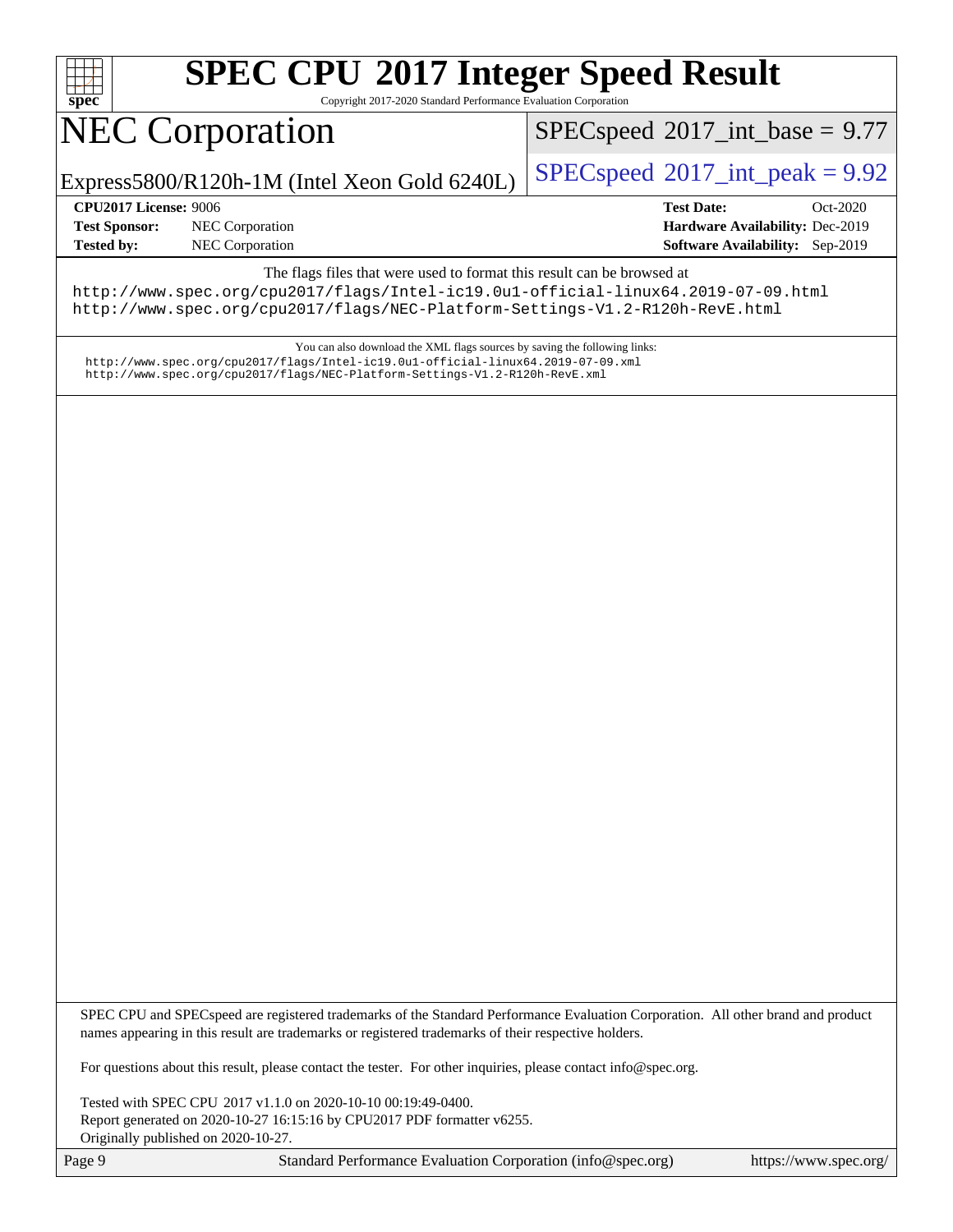# SPEC CPU 2017 Integer Speed Result

Copyright 2017-2020 Standard Performance Evaluation Corporation

## NEC Corporation

Express5800/R120h-1M (Intel Xeon Gold 6240L)

SPECspeed 2017_int_base = 9.77

SPECspeed 2017_int_peak = 9.92

**CPU2017 License:** 9006
**Test Sponsor:** NEC Corporation
**Tested by:** NEC Corporation

**Test Date:** Oct-2020
**Hardware Availability:** Dec-2019
**Software Availability:** Sep-2019

The flags files that were used to format this result can be browsed at

http://www.spec.org/cpu2017/flags/Intel-ic19.0u1-official-linux64.2019-07-09.html
http://www.spec.org/cpu2017/flags/NEC-Platform-Settings-V1.2-R120h-RevE.html

You can also download the XML flags sources by saving the following links:

http://www.spec.org/cpu2017/flags/Intel-ic19.0u1-official-linux64.2019-07-09.xml
http://www.spec.org/cpu2017/flags/NEC-Platform-Settings-V1.2-R120h-RevE.xml

SPEC CPU and SPECspeed are registered trademarks of the Standard Performance Evaluation Corporation. All other brand and product names appearing in this result are trademarks or registered trademarks of their respective holders.

For questions about this result, please contact the tester. For other inquiries, please contact info@spec.org.

Tested with SPEC CPU 2017 v1.1.0 on 2020-10-10 00:19:49-0400.
Report generated on 2020-10-27 16:15:16 by CPU2017 PDF formatter v6255.
Originally published on 2020-10-27.